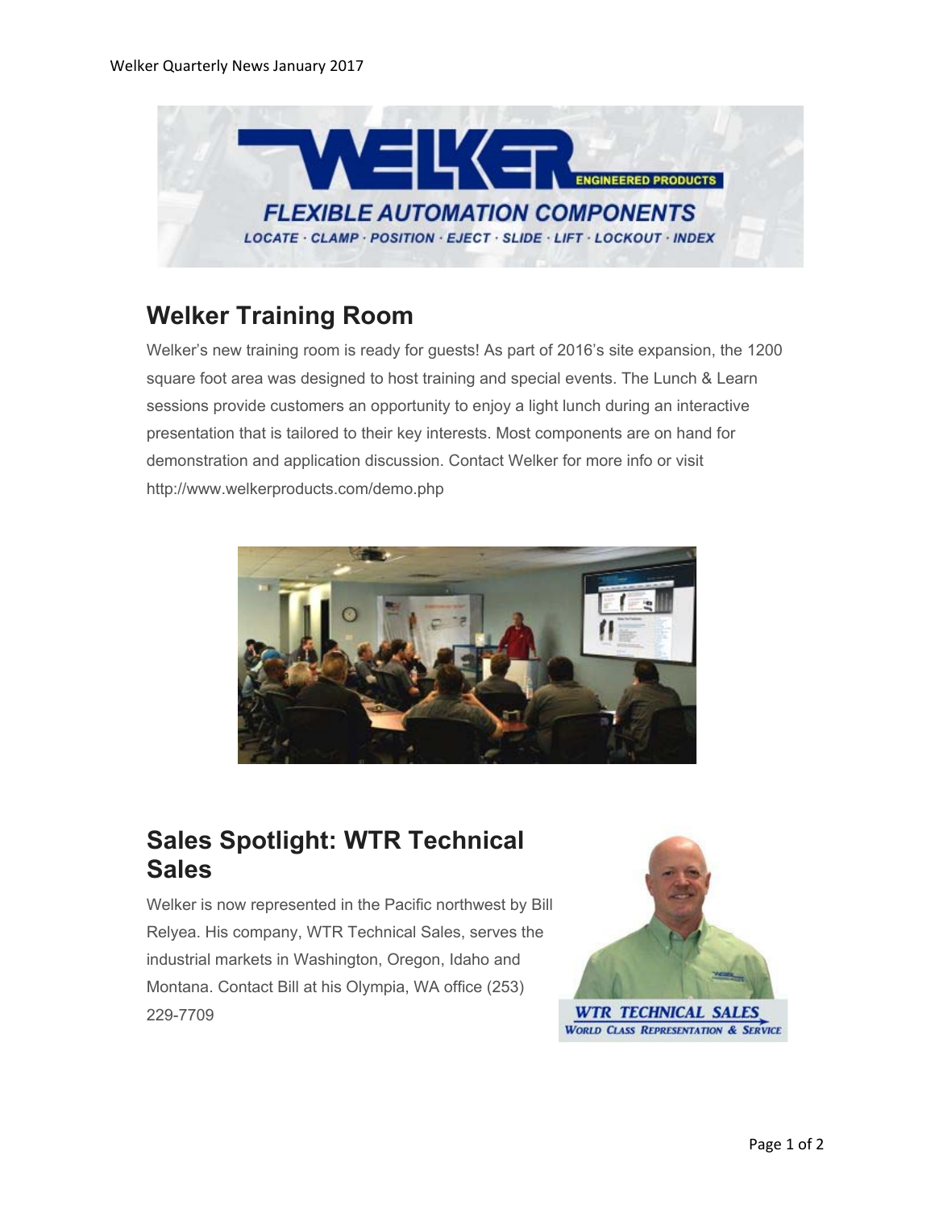## Welker Training Room

Welker's new training room is ready for guests! As part of 2016's site expansion, the 1200 square foot area was designed to host training and special events. The Lunch & Learn sessions provide customers an opportunity to enjoy a light lunch during an interactive presentation that is tailored to their key interests. Most components are on hand for demonstration and application discussion. Contact Welker for more info or visit http://www.welkerproducts.com/demo.php

## Sales Spotlight: WTR Technical Sales

Welker is now represented in the Pacific northwest by Bill Relyea. His company, WTR Technical Sales, serves the industrial markets in Washington, Oregon, Idaho and Montana. Contact Bill at his Olympia, WA office (253) 229-7709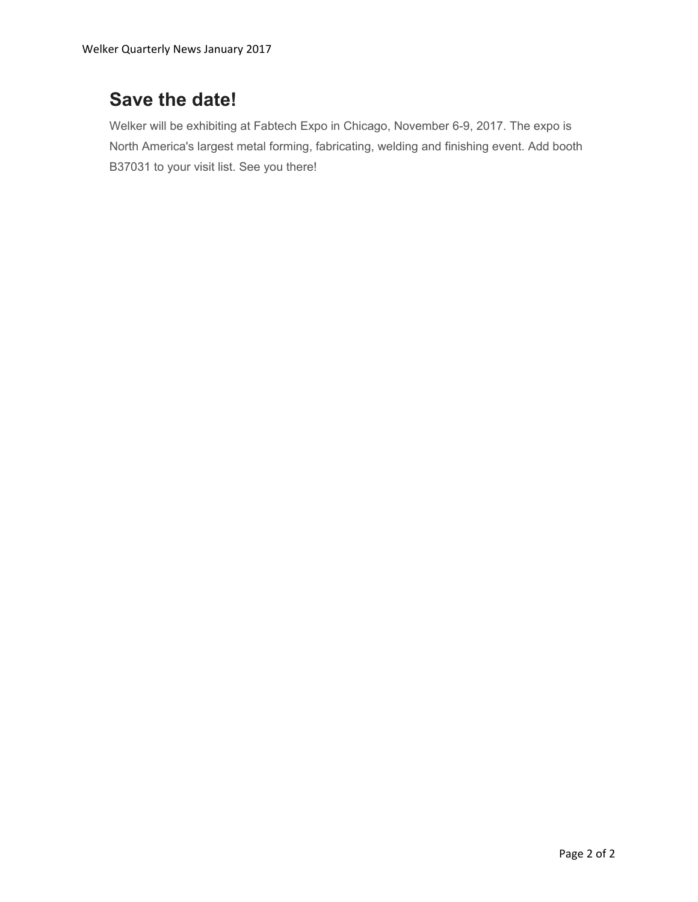## Save the date!

Welker will be exhibiting at Fabtech Expo in Chicago, November 6-9, 2017. The expo is North America's largest metal forming, fabricating, welding and finishing event. Add booth B37031 to your visit list. See you there!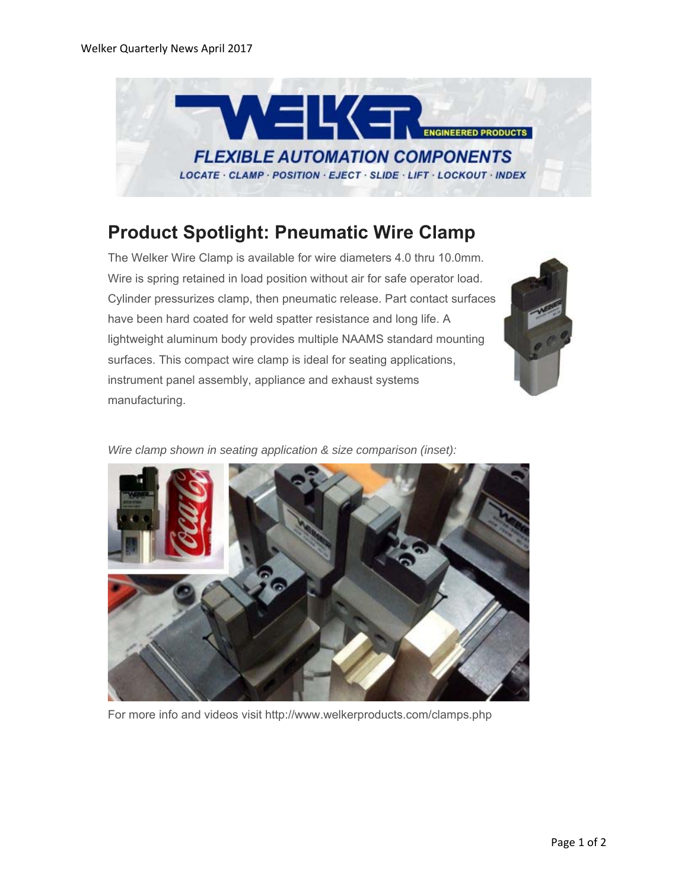## Product Spotlight: Pneumatic Wire Clamp

The Welker Wire Clamp is available for wire diameters 4.0 thru 10.0mm. Wire is spring retained in load position without air for safe operator load. Cylinder pressurizes clamp, then pneumatic release. Part contact surfaces have been hard coated for weld spatter resistance and long life. A lightweight aluminum body provides multiple NAAMS standard mounting surfaces. This compact wire clamp is ideal for seating applications, instrument panel assembly, appliance and exhaust systems manufacturing.

*Wire clamp shown in seating application & size comparison (inset):*

For more info and videos visit http://www.welkerproducts.com/clamps.php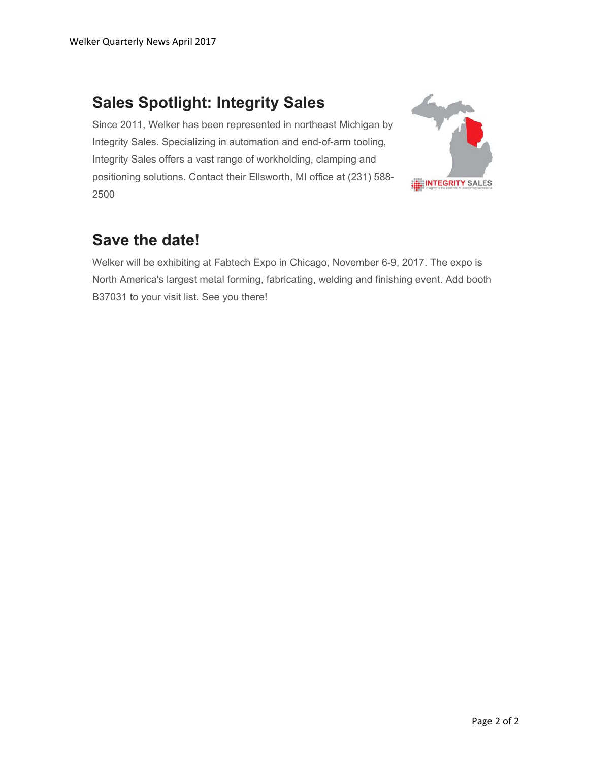## Sales Spotlight: Integrity Sales

Since 2011, Welker has been represented in northeast Michigan by Integrity Sales. Specializing in automation and end-of-arm tooling, Integrity Sales offers a vast range of workholding, clamping and positioning solutions. Contact their Ellsworth, MI office at (231) 588-2500

## Save the date!

Welker will be exhibiting at Fabtech Expo in Chicago, November 6-9, 2017. The expo is North America's largest metal forming, fabricating, welding and finishing event. Add booth B37031 to your visit list. See you there!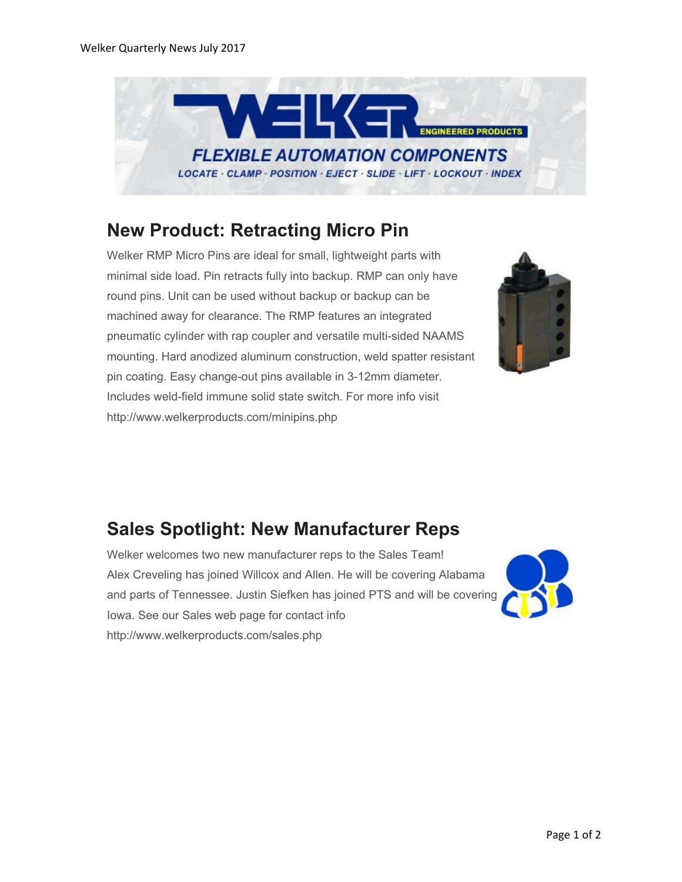## New Product: Retracting Micro Pin

Welker RMP Micro Pins are ideal for small, lightweight parts with minimal side load. Pin retracts fully into backup. RMP can only have round pins. Unit can be used without backup or backup can be machined away for clearance. The RMP features an integrated pneumatic cylinder with rap coupler and versatile multi-sided NAAMS mounting. Hard anodized aluminum construction, weld spatter resistant pin coating. Easy change-out pins available in 3-12mm diameter. Includes weld-field immune solid state switch. For more info visit http://www.welkerproducts.com/minipins.php

## Sales Spotlight: New Manufacturer Reps

Welker welcomes two new manufacturer reps to the Sales Team! Alex Creveling has joined Willcox and Allen. He will be covering Alabama and parts of Tennessee. Justin Siefken has joined PTS and will be covering Iowa. See our Sales web page for contact info http://www.welkerproducts.com/sales.php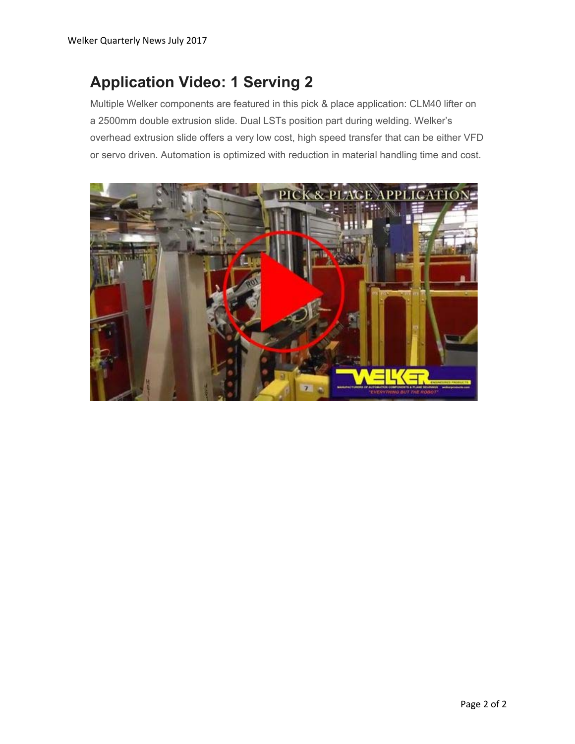## Application Video: 1 Serving 2

Multiple Welker components are featured in this pick & place application: CLM40 lifter on a 2500mm double extrusion slide. Dual LSTs position part during welding. Welker's overhead extrusion slide offers a very low cost, high speed transfer that can be either VFD or servo driven. Automation is optimized with reduction in material handling time and cost.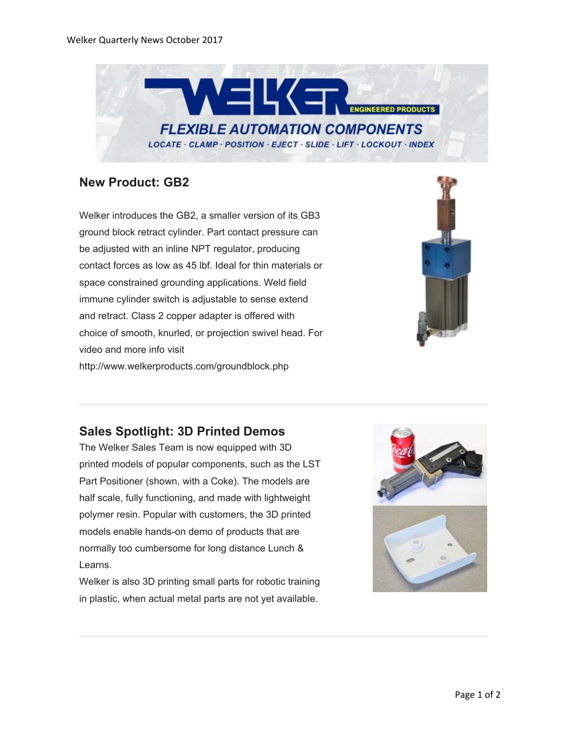## New Product: GB2

Welker introduces the GB2, a smaller version of its GB3 ground block retract cylinder. Part contact pressure can be adjusted with an inline NPT regulator, producing contact forces as low as 45 lbf. Ideal for thin materials or space constrained grounding applications. Weld field immune cylinder switch is adjustable to sense extend and retract. Class 2 copper adapter is offered with choice of smooth, knurled, or projection swivel head. For video and more info visit http://www.welkerproducts.com/groundblock.php

---

## Sales Spotlight: 3D Printed Demos

The Welker Sales Team is now equipped with 3D printed models of popular components, such as the LST Part Positioner (shown, with a Coke). The models are half scale, fully functioning, and made with lightweight polymer resin. Popular with customers, the 3D printed models enable hands-on demo of products that are normally too cumbersome for long distance Lunch & Learns.

Welker is also 3D printing small parts for robotic training in plastic, when actual metal parts are not yet available.

---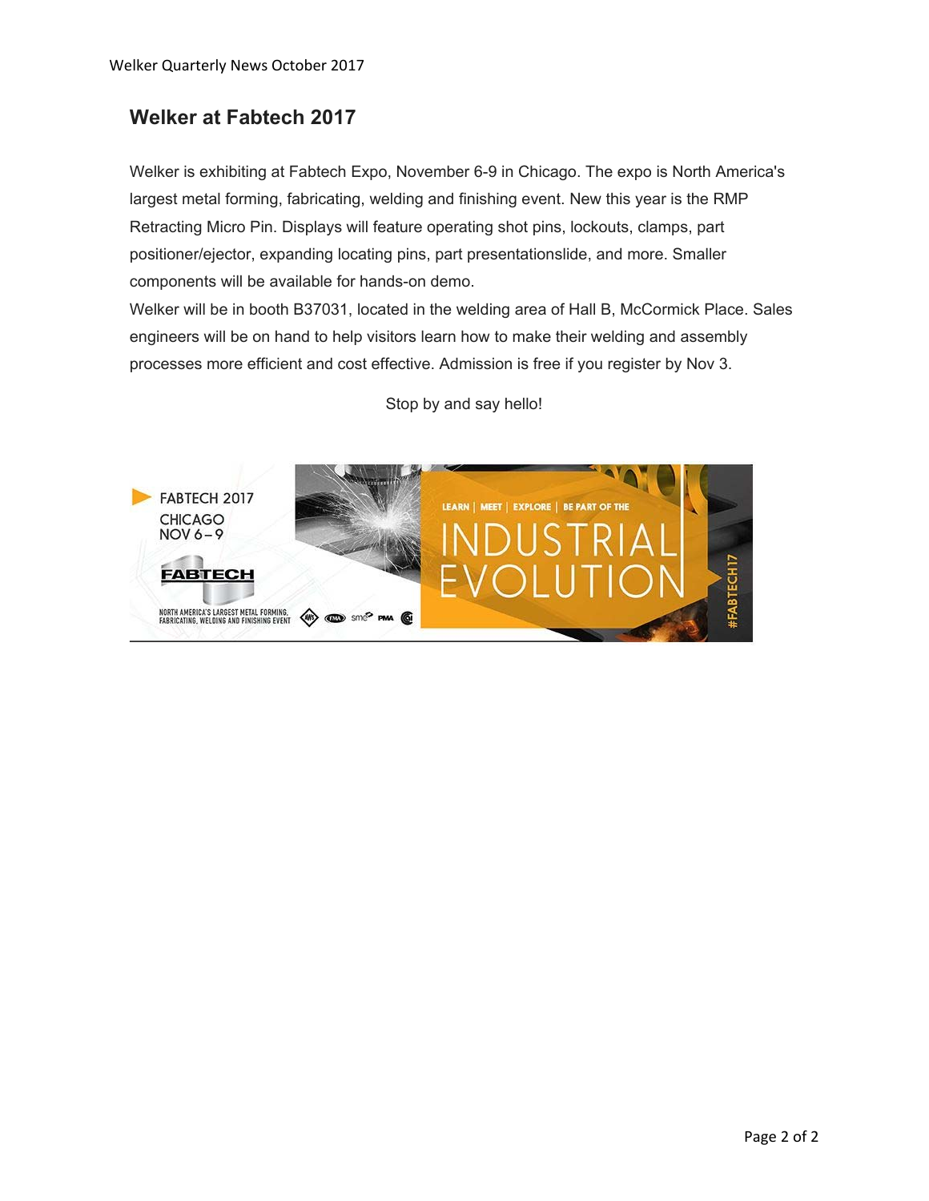## Welker at Fabtech 2017

Welker is exhibiting at Fabtech Expo, November 6-9 in Chicago. The expo is North America's largest metal forming, fabricating, welding and finishing event. New this year is the RMP Retracting Micro Pin. Displays will feature operating shot pins, lockouts, clamps, part positioner/ejector, expanding locating pins, part presentationslide, and more. Smaller components will be available for hands-on demo.

Welker will be in booth B37031, located in the welding area of Hall B, McCormick Place. Sales engineers will be on hand to help visitors learn how to make their welding and assembly processes more efficient and cost effective. Admission is free if you register by Nov 3.

Stop by and say hello!

FABTECH 2017
CHICAGO
NOV 6–9

FABTECH

NORTH AMERICA'S LARGEST METAL FORMING, FABRICATING, WELDING AND FINISHING EVENT

LEARN | MEET | EXPLORE | BE PART OF THE

INDUSTRIAL EVOLUTION

#FABTECH17